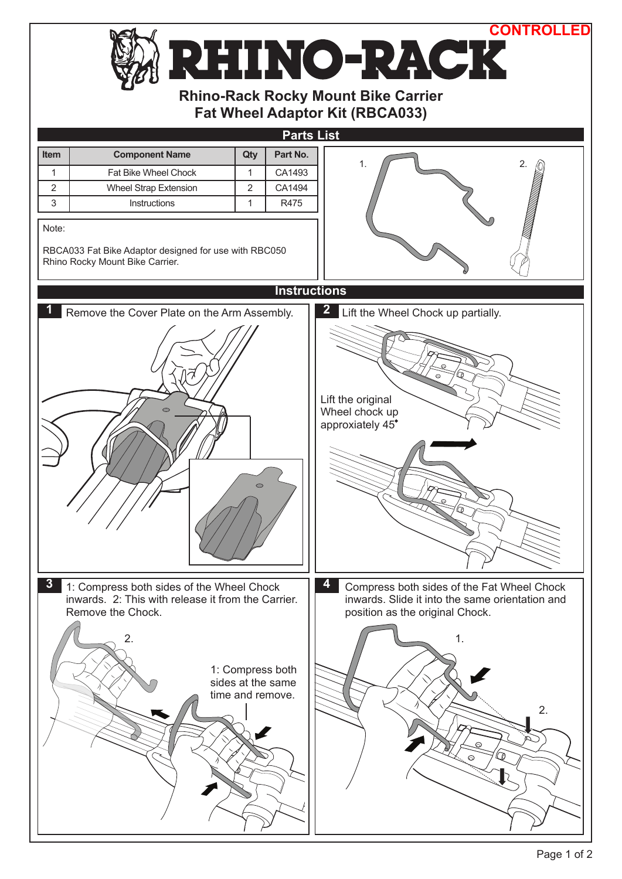CONTROLLED

# RHINO-RACK

## Rhino-Rack Rocky Mount Bike Carrier Fat Wheel Adaptor Kit (RBCA033)

## Parts List

| Item | Component Name | Qty | Part No. |
|---|---|---|---|
| 1 | Fat Bike Wheel Chock | 1 | CA1493 |
| 2 | Wheel Strap Extension | 2 | CA1494 |
| 3 | Instructions | 1 | R475 |

Note:

RBCA033 Fat Bike Adaptor designed for use with RBC050 Rhino Rocky Mount Bike Carrier.

1. 2.

## Instructions

**1** Remove the Cover Plate on the Arm Assembly.

**2** Lift the Wheel Chock up partially.

Lift the original Wheel chock up approximately 45°

**3** 1: Compress both sides of the Wheel Chock inwards. 2: This with release it from the Carrier. Remove the Chock.

2.

1: Compress both sides at the same time and remove.

**4** Compress both sides of the Fat Wheel Chock inwards. Slide it into the same orientation and position as the original Chock.

1.

2.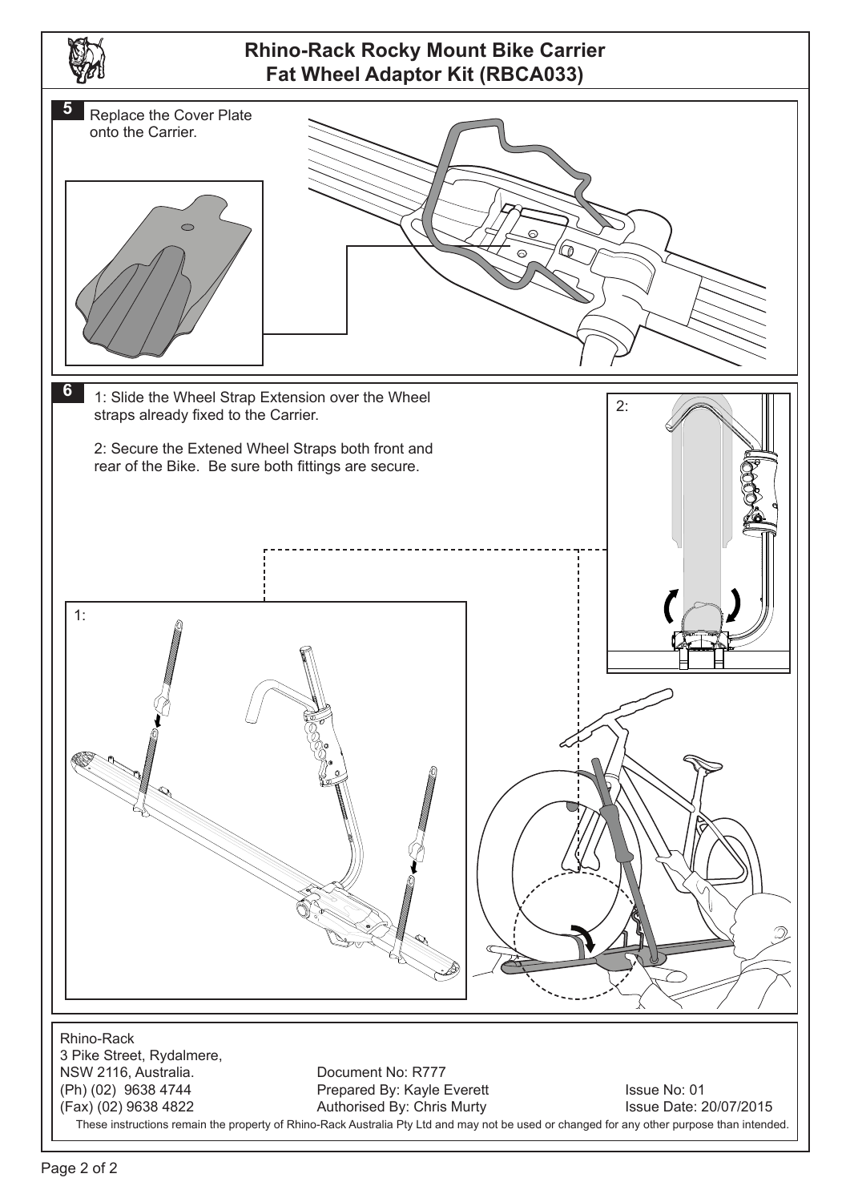# Rhino-Rack Rocky Mount Bike Carrier
## Fat Wheel Adaptor Kit (RBCA033)

**5** Replace the Cover Plate onto the Carrier.

**6** 1: Slide the Wheel Strap Extension over the Wheel straps already fixed to the Carrier.

2: Secure the Extened Wheel Straps both front and rear of the Bike. Be sure both fittings are secure.

1:

2:

Rhino-Rack
3 Pike Street, Rydalmere,
NSW 2116, Australia.
(Ph) (02) 9638 4744
(Fax) (02) 9638 4822

Document No: R777
Prepared By: Kayle Everett
Authorised By: Chris Murty

Issue No: 01
Issue Date: 20/07/2015

These instructions remain the property of Rhino-Rack Australia Pty Ltd and may not be used or changed for any other purpose than intended.